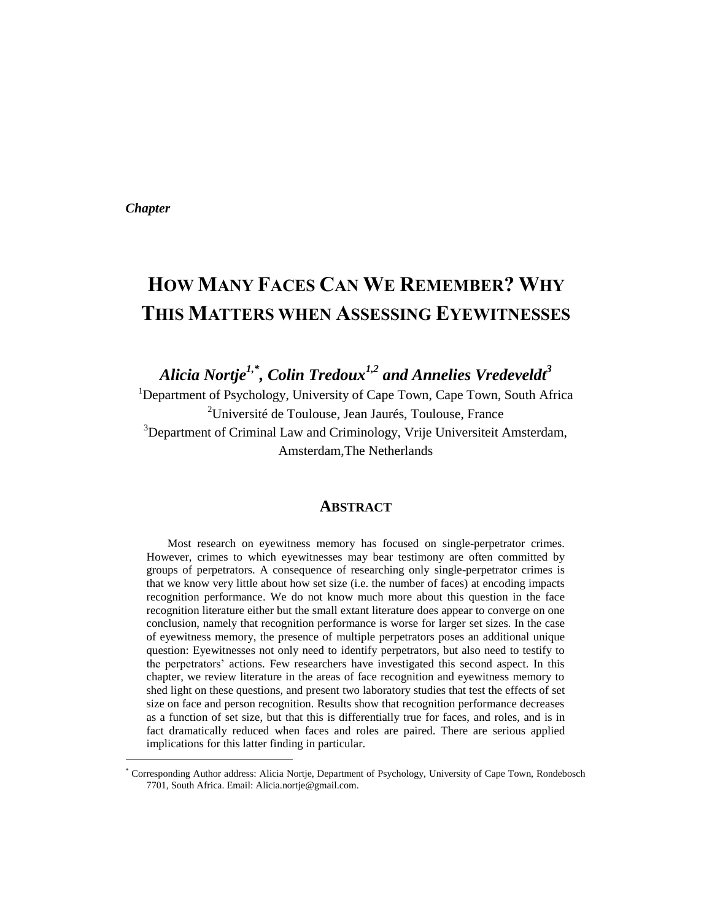*Chapter*

# HOW MANY FACES CAN WE REMEMBER? WHY THIS MATTERS WHEN ASSESSING EYEWITNESSES

***Alicia Nortje[1,*], Colin Tredoux[1,2] and Annelies Vredeveldt[3]***

[1]Department of Psychology, University of Cape Town, Cape Town, South Africa
[2]Université de Toulouse, Jean Jaurés, Toulouse, France
[3]Department of Criminal Law and Criminology, Vrije Universiteit Amsterdam, Amsterdam,The Netherlands

## ABSTRACT

Most research on eyewitness memory has focused on single-perpetrator crimes. However, crimes to which eyewitnesses may bear testimony are often committed by groups of perpetrators. A consequence of researching only single-perpetrator crimes is that we know very little about how set size (i.e. the number of faces) at encoding impacts recognition performance. We do not know much more about this question in the face recognition literature either but the small extant literature does appear to converge on one conclusion, namely that recognition performance is worse for larger set sizes. In the case of eyewitness memory, the presence of multiple perpetrators poses an additional unique question: Eyewitnesses not only need to identify perpetrators, but also need to testify to the perpetrators' actions. Few researchers have investigated this second aspect. In this chapter, we review literature in the areas of face recognition and eyewitness memory to shed light on these questions, and present two laboratory studies that test the effects of set size on face and person recognition. Results show that recognition performance decreases as a function of set size, but that this is differentially true for faces, and roles, and is in fact dramatically reduced when faces and roles are paired. There are serious applied implications for this latter finding in particular.

[*] Corresponding Author address: Alicia Nortje, Department of Psychology, University of Cape Town, Rondebosch 7701, South Africa. Email: Alicia.nortje@gmail.com.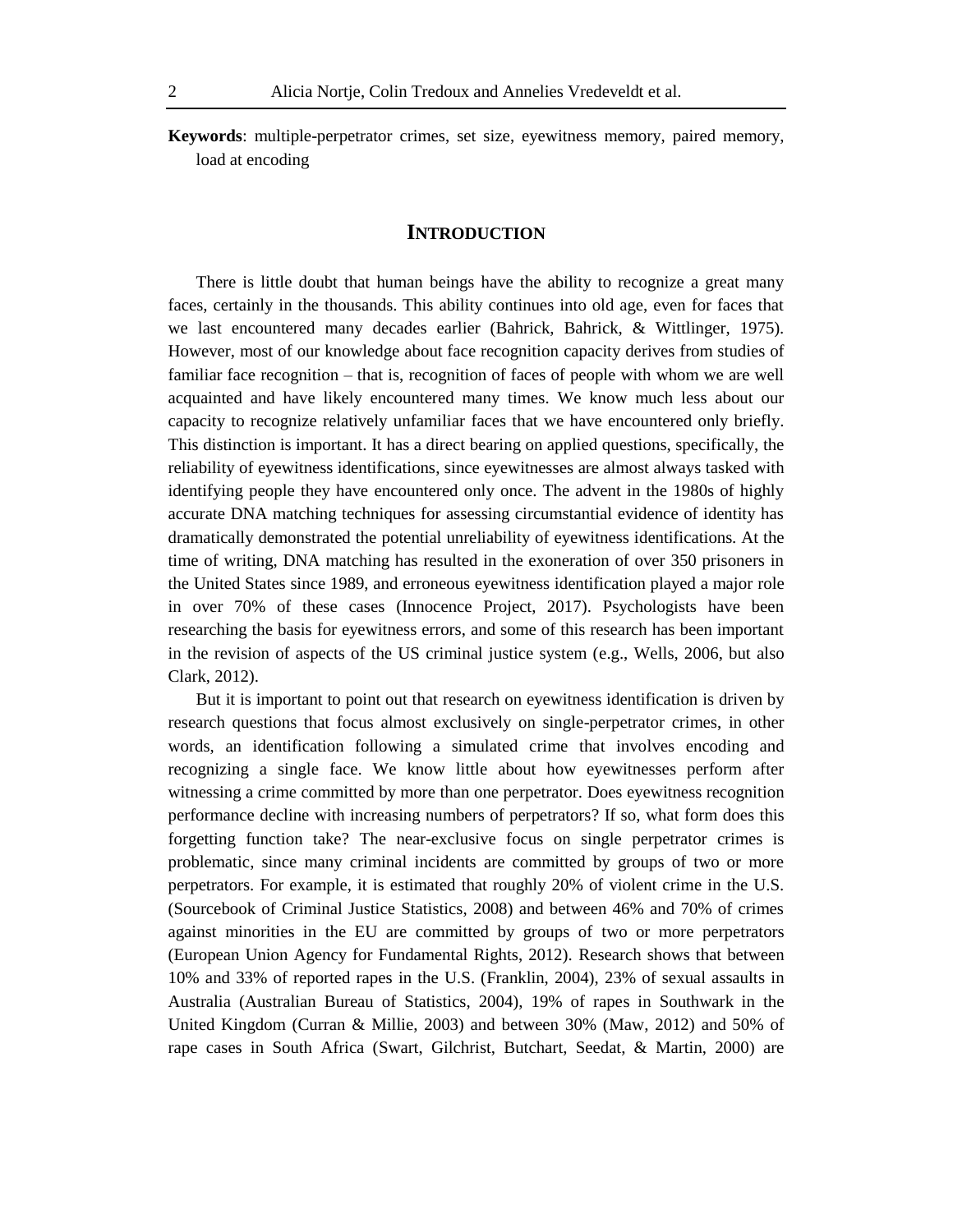**Keywords**: multiple-perpetrator crimes, set size, eyewitness memory, paired memory, load at encoding

## INTRODUCTION

There is little doubt that human beings have the ability to recognize a great many faces, certainly in the thousands. This ability continues into old age, even for faces that we last encountered many decades earlier (Bahrick, Bahrick, & Wittlinger, 1975). However, most of our knowledge about face recognition capacity derives from studies of familiar face recognition – that is, recognition of faces of people with whom we are well acquainted and have likely encountered many times. We know much less about our capacity to recognize relatively unfamiliar faces that we have encountered only briefly. This distinction is important. It has a direct bearing on applied questions, specifically, the reliability of eyewitness identifications, since eyewitnesses are almost always tasked with identifying people they have encountered only once. The advent in the 1980s of highly accurate DNA matching techniques for assessing circumstantial evidence of identity has dramatically demonstrated the potential unreliability of eyewitness identifications. At the time of writing, DNA matching has resulted in the exoneration of over 350 prisoners in the United States since 1989, and erroneous eyewitness identification played a major role in over 70% of these cases (Innocence Project, 2017). Psychologists have been researching the basis for eyewitness errors, and some of this research has been important in the revision of aspects of the US criminal justice system (e.g., Wells, 2006, but also Clark, 2012).

But it is important to point out that research on eyewitness identification is driven by research questions that focus almost exclusively on single-perpetrator crimes, in other words, an identification following a simulated crime that involves encoding and recognizing a single face. We know little about how eyewitnesses perform after witnessing a crime committed by more than one perpetrator. Does eyewitness recognition performance decline with increasing numbers of perpetrators? If so, what form does this forgetting function take? The near-exclusive focus on single perpetrator crimes is problematic, since many criminal incidents are committed by groups of two or more perpetrators. For example, it is estimated that roughly 20% of violent crime in the U.S. (Sourcebook of Criminal Justice Statistics, 2008) and between 46% and 70% of crimes against minorities in the EU are committed by groups of two or more perpetrators (European Union Agency for Fundamental Rights, 2012). Research shows that between 10% and 33% of reported rapes in the U.S. (Franklin, 2004), 23% of sexual assaults in Australia (Australian Bureau of Statistics, 2004), 19% of rapes in Southwark in the United Kingdom (Curran & Millie, 2003) and between 30% (Maw, 2012) and 50% of rape cases in South Africa (Swart, Gilchrist, Butchart, Seedat, & Martin, 2000) are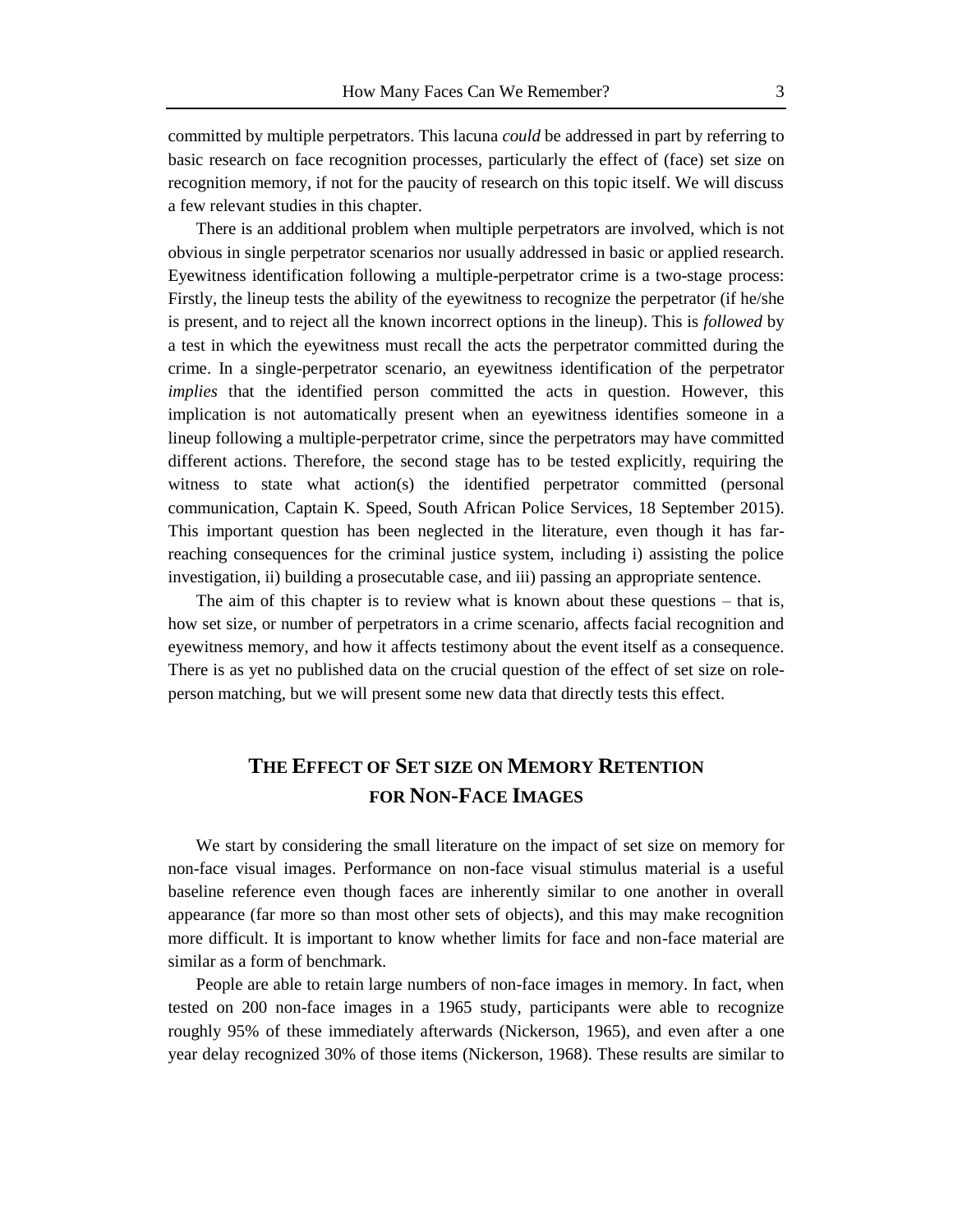committed by multiple perpetrators. This lacuna *could* be addressed in part by referring to basic research on face recognition processes, particularly the effect of (face) set size on recognition memory, if not for the paucity of research on this topic itself. We will discuss a few relevant studies in this chapter.

There is an additional problem when multiple perpetrators are involved, which is not obvious in single perpetrator scenarios nor usually addressed in basic or applied research. Eyewitness identification following a multiple-perpetrator crime is a two-stage process: Firstly, the lineup tests the ability of the eyewitness to recognize the perpetrator (if he/she is present, and to reject all the known incorrect options in the lineup). This is *followed* by a test in which the eyewitness must recall the acts the perpetrator committed during the crime. In a single-perpetrator scenario, an eyewitness identification of the perpetrator *implies* that the identified person committed the acts in question. However, this implication is not automatically present when an eyewitness identifies someone in a lineup following a multiple-perpetrator crime, since the perpetrators may have committed different actions. Therefore, the second stage has to be tested explicitly, requiring the witness to state what action(s) the identified perpetrator committed (personal communication, Captain K. Speed, South African Police Services, 18 September 2015). This important question has been neglected in the literature, even though it has far-reaching consequences for the criminal justice system, including i) assisting the police investigation, ii) building a prosecutable case, and iii) passing an appropriate sentence.

The aim of this chapter is to review what is known about these questions – that is, how set size, or number of perpetrators in a crime scenario, affects facial recognition and eyewitness memory, and how it affects testimony about the event itself as a consequence. There is as yet no published data on the crucial question of the effect of set size on role-person matching, but we will present some new data that directly tests this effect.

## The Effect of Set size on Memory Retention for Non-Face Images

We start by considering the small literature on the impact of set size on memory for non-face visual images. Performance on non-face visual stimulus material is a useful baseline reference even though faces are inherently similar to one another in overall appearance (far more so than most other sets of objects), and this may make recognition more difficult. It is important to know whether limits for face and non-face material are similar as a form of benchmark.

People are able to retain large numbers of non-face images in memory. In fact, when tested on 200 non-face images in a 1965 study, participants were able to recognize roughly 95% of these immediately afterwards (Nickerson, 1965), and even after a one year delay recognized 30% of those items (Nickerson, 1968). These results are similar to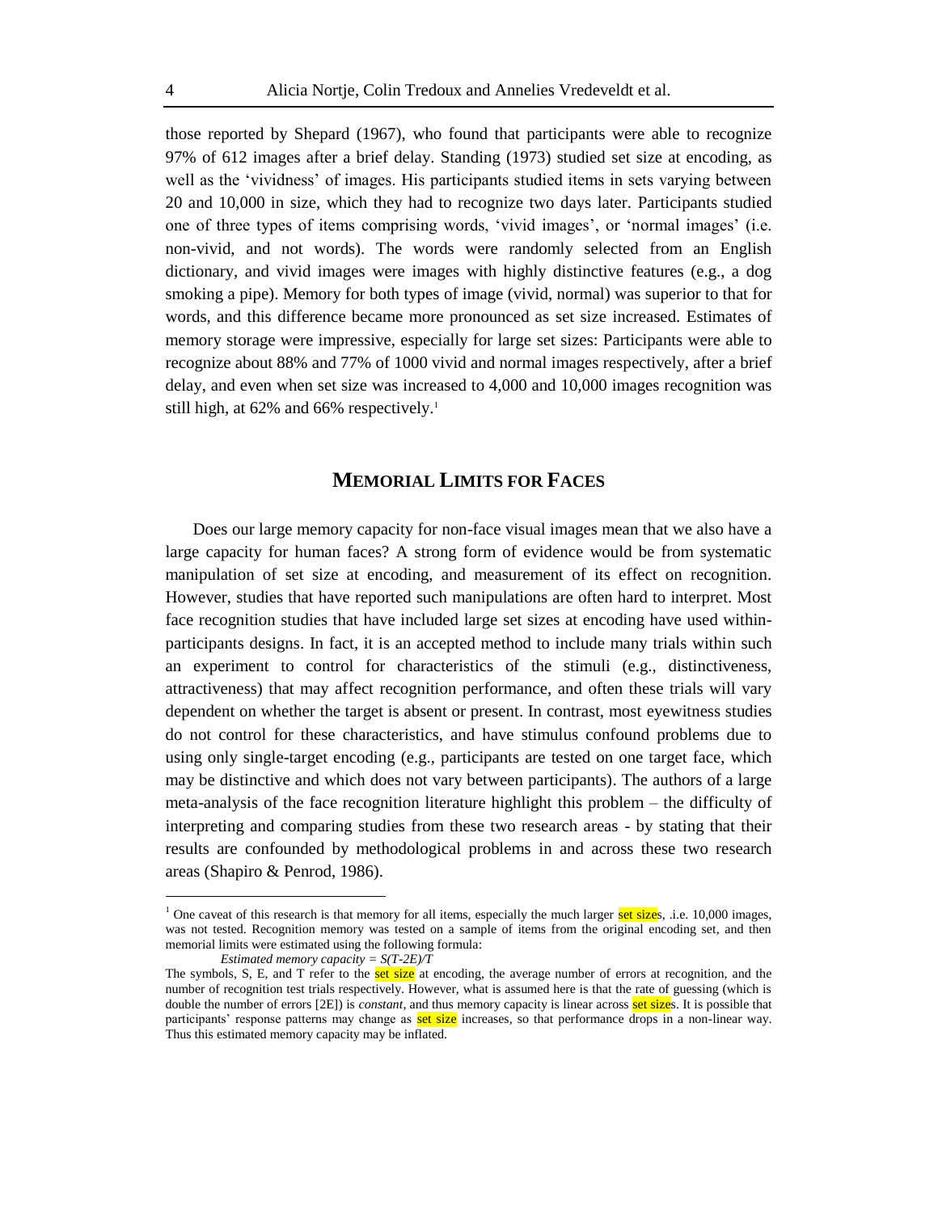those reported by Shepard (1967), who found that participants were able to recognize 97% of 612 images after a brief delay. Standing (1973) studied set size at encoding, as well as the 'vividness' of images. His participants studied items in sets varying between 20 and 10,000 in size, which they had to recognize two days later. Participants studied one of three types of items comprising words, 'vivid images', or 'normal images' (i.e. non-vivid, and not words). The words were randomly selected from an English dictionary, and vivid images were images with highly distinctive features (e.g., a dog smoking a pipe). Memory for both types of image (vivid, normal) was superior to that for words, and this difference became more pronounced as set size increased. Estimates of memory storage were impressive, especially for large set sizes: Participants were able to recognize about 88% and 77% of 1000 vivid and normal images respectively, after a brief delay, and even when set size was increased to 4,000 and 10,000 images recognition was still high, at 62% and 66% respectively.[1]

## MEMORIAL LIMITS FOR FACES

Does our large memory capacity for non-face visual images mean that we also have a large capacity for human faces? A strong form of evidence would be from systematic manipulation of set size at encoding, and measurement of its effect on recognition. However, studies that have reported such manipulations are often hard to interpret. Most face recognition studies that have included large set sizes at encoding have used within-participants designs. In fact, it is an accepted method to include many trials within such an experiment to control for characteristics of the stimuli (e.g., distinctiveness, attractiveness) that may affect recognition performance, and often these trials will vary dependent on whether the target is absent or present. In contrast, most eyewitness studies do not control for these characteristics, and have stimulus confound problems due to using only single-target encoding (e.g., participants are tested on one target face, which may be distinctive and which does not vary between participants). The authors of a large meta-analysis of the face recognition literature highlight this problem – the difficulty of interpreting and comparing studies from these two research areas - by stating that their results are confounded by methodological problems in and across these two research areas (Shapiro & Penrod, 1986).

---

[1] One caveat of this research is that memory for all items, especially the much larger set sizes, .i.e. 10,000 images, was not tested. Recognition memory was tested on a sample of items from the original encoding set, and then memorial limits were estimated using the following formula:

*Estimated memory capacity* $= S(T-2E)/T$

The symbols, S, E, and T refer to the set size at encoding, the average number of errors at recognition, and the number of recognition test trials respectively. However, what is assumed here is that the rate of guessing (which is double the number of errors [2E]) is *constant*, and thus memory capacity is linear across set sizes. It is possible that participants' response patterns may change as set size increases, so that performance drops in a non-linear way. Thus this estimated memory capacity may be inflated.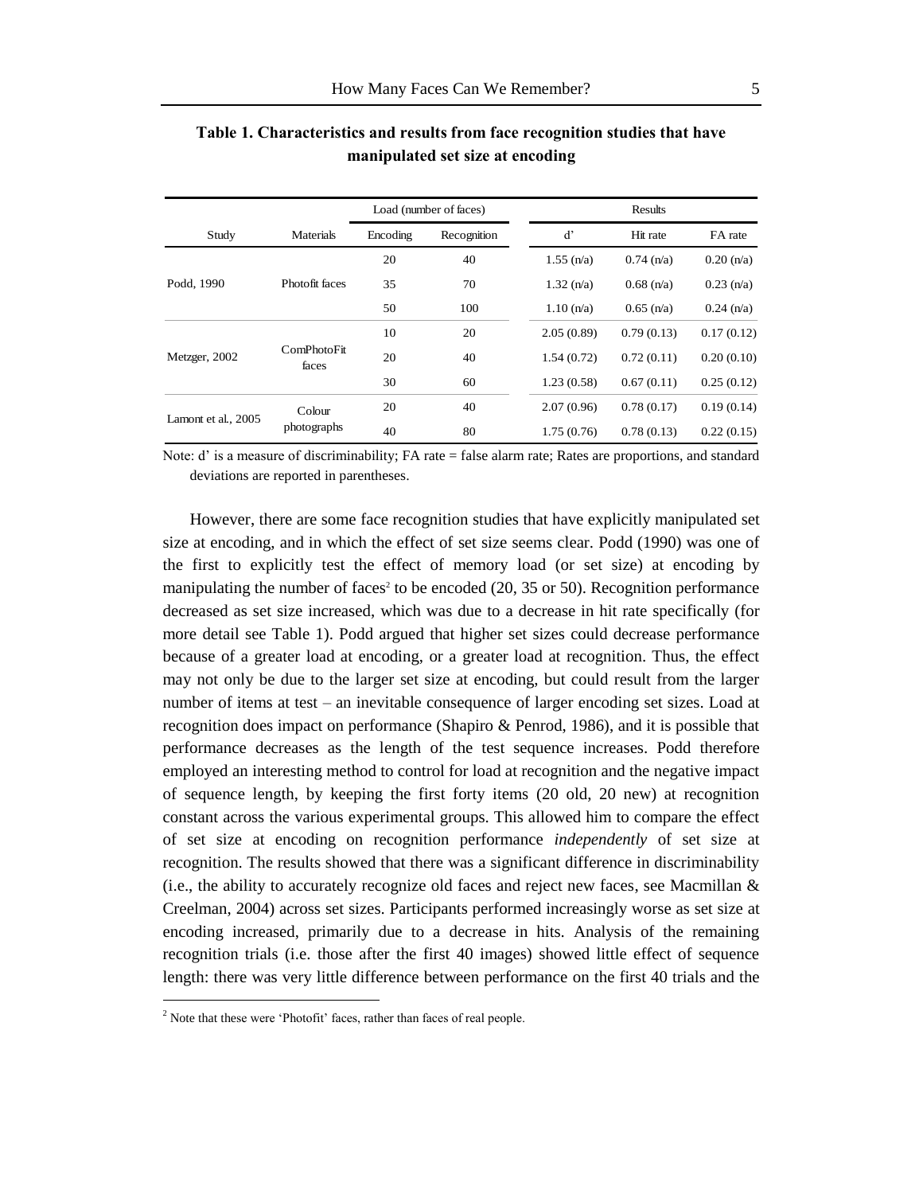**Table 1. Characteristics and results from face recognition studies that have manipulated set size at encoding**

| Study | Materials | Load (number of faces) | | Results | | |
|---|---|---|---|---|---|---|
| | | Encoding | Recognition | d' | Hit rate | FA rate |
| Podd, 1990 | Photofit faces | 20 | 40 | 1.55 (n/a) | 0.74 (n/a) | 0.20 (n/a) |
| | | 35 | 70 | 1.32 (n/a) | 0.68 (n/a) | 0.23 (n/a) |
| | | 50 | 100 | 1.10 (n/a) | 0.65 (n/a) | 0.24 (n/a) |
| Metzger, 2002 | ComPhotoFit faces | 10 | 20 | 2.05 (0.89) | 0.79 (0.13) | 0.17 (0.12) |
| | | 20 | 40 | 1.54 (0.72) | 0.72 (0.11) | 0.20 (0.10) |
| | | 30 | 60 | 1.23 (0.58) | 0.67 (0.11) | 0.25 (0.12) |
| Lamont et al., 2005 | Colour photographs | 20 | 40 | 2.07 (0.96) | 0.78 (0.17) | 0.19 (0.14) |
| | | 40 | 80 | 1.75 (0.76) | 0.78 (0.13) | 0.22 (0.15) |

Note: d' is a measure of discriminability; FA rate = false alarm rate; Rates are proportions, and standard deviations are reported in parentheses.

However, there are some face recognition studies that have explicitly manipulated set size at encoding, and in which the effect of set size seems clear. Podd (1990) was one of the first to explicitly test the effect of memory load (or set size) at encoding by manipulating the number of faces[2] to be encoded (20, 35 or 50). Recognition performance decreased as set size increased, which was due to a decrease in hit rate specifically (for more detail see Table 1). Podd argued that higher set sizes could decrease performance because of a greater load at encoding, or a greater load at recognition. Thus, the effect may not only be due to the larger set size at encoding, but could result from the larger number of items at test – an inevitable consequence of larger encoding set sizes. Load at recognition does impact on performance (Shapiro & Penrod, 1986), and it is possible that performance decreases as the length of the test sequence increases. Podd therefore employed an interesting method to control for load at recognition and the negative impact of sequence length, by keeping the first forty items (20 old, 20 new) at recognition constant across the various experimental groups. This allowed him to compare the effect of set size at encoding on recognition performance *independently* of set size at recognition. The results showed that there was a significant difference in discriminability (i.e., the ability to accurately recognize old faces and reject new faces, see Macmillan & Creelman, 2004) across set sizes. Participants performed increasingly worse as set size at encoding increased, primarily due to a decrease in hits. Analysis of the remaining recognition trials (i.e. those after the first 40 images) showed little effect of sequence length: there was very little difference between performance on the first 40 trials and the

[2] Note that these were 'Photofit' faces, rather than faces of real people.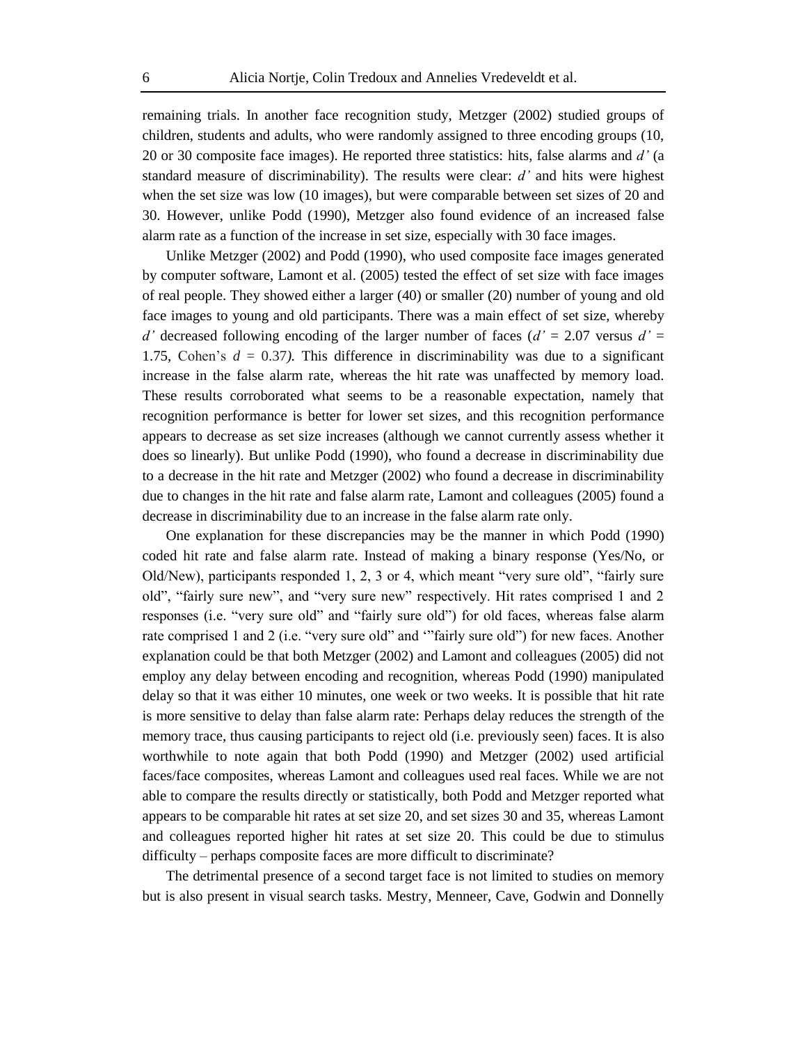remaining trials. In another face recognition study, Metzger (2002) studied groups of children, students and adults, who were randomly assigned to three encoding groups (10, 20 or 30 composite face images). He reported three statistics: hits, false alarms and *d'* (a standard measure of discriminability). The results were clear: *d'* and hits were highest when the set size was low (10 images), but were comparable between set sizes of 20 and 30. However, unlike Podd (1990), Metzger also found evidence of an increased false alarm rate as a function of the increase in set size, especially with 30 face images.

Unlike Metzger (2002) and Podd (1990), who used composite face images generated by computer software, Lamont et al. (2005) tested the effect of set size with face images of real people. They showed either a larger (40) or smaller (20) number of young and old face images to young and old participants. There was a main effect of set size, whereby *d'* decreased following encoding of the larger number of faces ($d' = 2.07$ versus $d' = 1.75$, Cohen's $d = 0.37$). This difference in discriminability was due to a significant increase in the false alarm rate, whereas the hit rate was unaffected by memory load. These results corroborated what seems to be a reasonable expectation, namely that recognition performance is better for lower set sizes, and this recognition performance appears to decrease as set size increases (although we cannot currently assess whether it does so linearly). But unlike Podd (1990), who found a decrease in discriminability due to a decrease in the hit rate and Metzger (2002) who found a decrease in discriminability due to changes in the hit rate and false alarm rate, Lamont and colleagues (2005) found a decrease in discriminability due to an increase in the false alarm rate only.

One explanation for these discrepancies may be the manner in which Podd (1990) coded hit rate and false alarm rate. Instead of making a binary response (Yes/No, or Old/New), participants responded 1, 2, 3 or 4, which meant "very sure old", "fairly sure old", "fairly sure new", and "very sure new" respectively. Hit rates comprised 1 and 2 responses (i.e. "very sure old" and "fairly sure old") for old faces, whereas false alarm rate comprised 1 and 2 (i.e. "very sure old" and '"fairly sure old") for new faces. Another explanation could be that both Metzger (2002) and Lamont and colleagues (2005) did not employ any delay between encoding and recognition, whereas Podd (1990) manipulated delay so that it was either 10 minutes, one week or two weeks. It is possible that hit rate is more sensitive to delay than false alarm rate: Perhaps delay reduces the strength of the memory trace, thus causing participants to reject old (i.e. previously seen) faces. It is also worthwhile to note again that both Podd (1990) and Metzger (2002) used artificial faces/face composites, whereas Lamont and colleagues used real faces. While we are not able to compare the results directly or statistically, both Podd and Metzger reported what appears to be comparable hit rates at set size 20, and set sizes 30 and 35, whereas Lamont and colleagues reported higher hit rates at set size 20. This could be due to stimulus difficulty – perhaps composite faces are more difficult to discriminate?

The detrimental presence of a second target face is not limited to studies on memory but is also present in visual search tasks. Mestry, Menneer, Cave, Godwin and Donnelly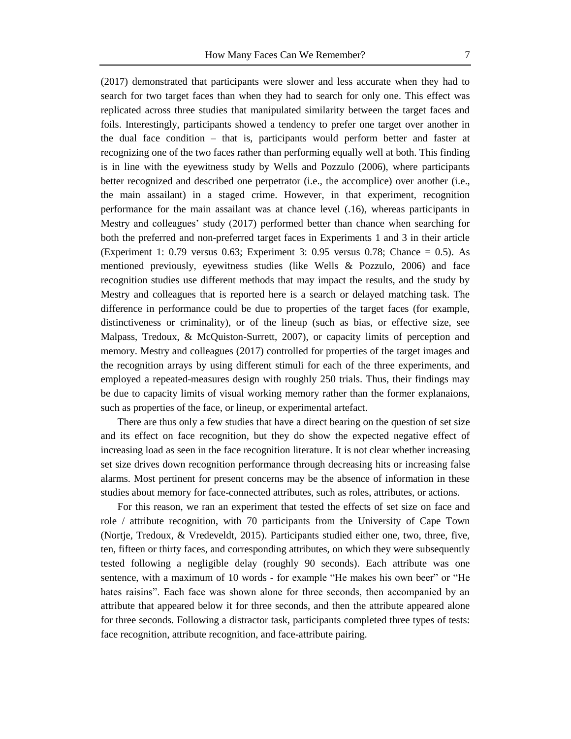(2017) demonstrated that participants were slower and less accurate when they had to search for two target faces than when they had to search for only one. This effect was replicated across three studies that manipulated similarity between the target faces and foils. Interestingly, participants showed a tendency to prefer one target over another in the dual face condition – that is, participants would perform better and faster at recognizing one of the two faces rather than performing equally well at both. This finding is in line with the eyewitness study by Wells and Pozzulo (2006), where participants better recognized and described one perpetrator (i.e., the accomplice) over another (i.e., the main assailant) in a staged crime. However, in that experiment, recognition performance for the main assailant was at chance level (.16), whereas participants in Mestry and colleagues' study (2017) performed better than chance when searching for both the preferred and non-preferred target faces in Experiments 1 and 3 in their article (Experiment 1: 0.79 versus 0.63; Experiment 3: 0.95 versus 0.78; Chance = 0.5). As mentioned previously, eyewitness studies (like Wells & Pozzulo, 2006) and face recognition studies use different methods that may impact the results, and the study by Mestry and colleagues that is reported here is a search or delayed matching task. The difference in performance could be due to properties of the target faces (for example, distinctiveness or criminality), or of the lineup (such as bias, or effective size, see Malpass, Tredoux, & McQuiston-Surrett, 2007), or capacity limits of perception and memory. Mestry and colleagues (2017) controlled for properties of the target images and the recognition arrays by using different stimuli for each of the three experiments, and employed a repeated-measures design with roughly 250 trials. Thus, their findings may be due to capacity limits of visual working memory rather than the former explanaions, such as properties of the face, or lineup, or experimental artefact.

There are thus only a few studies that have a direct bearing on the question of set size and its effect on face recognition, but they do show the expected negative effect of increasing load as seen in the face recognition literature. It is not clear whether increasing set size drives down recognition performance through decreasing hits or increasing false alarms. Most pertinent for present concerns may be the absence of information in these studies about memory for face-connected attributes, such as roles, attributes, or actions.

For this reason, we ran an experiment that tested the effects of set size on face and role / attribute recognition, with 70 participants from the University of Cape Town (Nortje, Tredoux, & Vredeveldt, 2015). Participants studied either one, two, three, five, ten, fifteen or thirty faces, and corresponding attributes, on which they were subsequently tested following a negligible delay (roughly 90 seconds). Each attribute was one sentence, with a maximum of 10 words - for example "He makes his own beer" or "He hates raisins". Each face was shown alone for three seconds, then accompanied by an attribute that appeared below it for three seconds, and then the attribute appeared alone for three seconds. Following a distractor task, participants completed three types of tests: face recognition, attribute recognition, and face-attribute pairing.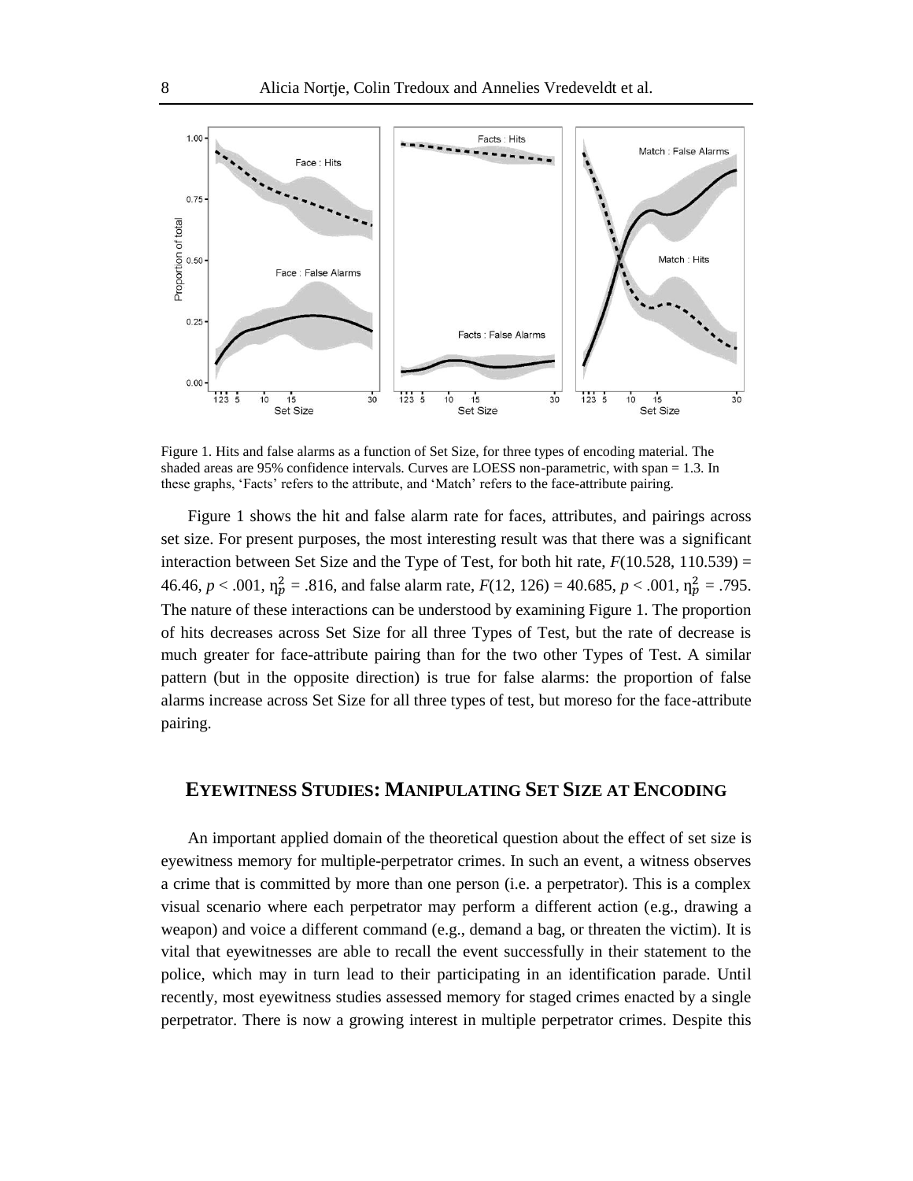Figure 1. Hits and false alarms as a function of Set Size, for three types of encoding material. The shaded areas are 95% confidence intervals. Curves are LOESS non-parametric, with span = 1.3. In these graphs, 'Facts' refers to the attribute, and 'Match' refers to the face-attribute pairing.

Figure 1 shows the hit and false alarm rate for faces, attributes, and pairings across set size. For present purposes, the most interesting result was that there was a significant interaction between Set Size and the Type of Test, for both hit rate, $F(10.528, 110.539) = 46.46$, $p < .001$, $\eta_p^2 = .816$, and false alarm rate, $F(12, 126) = 40.685$, $p < .001$, $\eta_p^2 = .795$. The nature of these interactions can be understood by examining Figure 1. The proportion of hits decreases across Set Size for all three Types of Test, but the rate of decrease is much greater for face-attribute pairing than for the two other Types of Test. A similar pattern (but in the opposite direction) is true for false alarms: the proportion of false alarms increase across Set Size for all three types of test, but moreso for the face-attribute pairing.

## EYEWITNESS STUDIES: MANIPULATING SET SIZE AT ENCODING

An important applied domain of the theoretical question about the effect of set size is eyewitness memory for multiple-perpetrator crimes. In such an event, a witness observes a crime that is committed by more than one person (i.e. a perpetrator). This is a complex visual scenario where each perpetrator may perform a different action (e.g., drawing a weapon) and voice a different command (e.g., demand a bag, or threaten the victim). It is vital that eyewitnesses are able to recall the event successfully in their statement to the police, which may in turn lead to their participating in an identification parade. Until recently, most eyewitness studies assessed memory for staged crimes enacted by a single perpetrator. There is now a growing interest in multiple perpetrator crimes. Despite this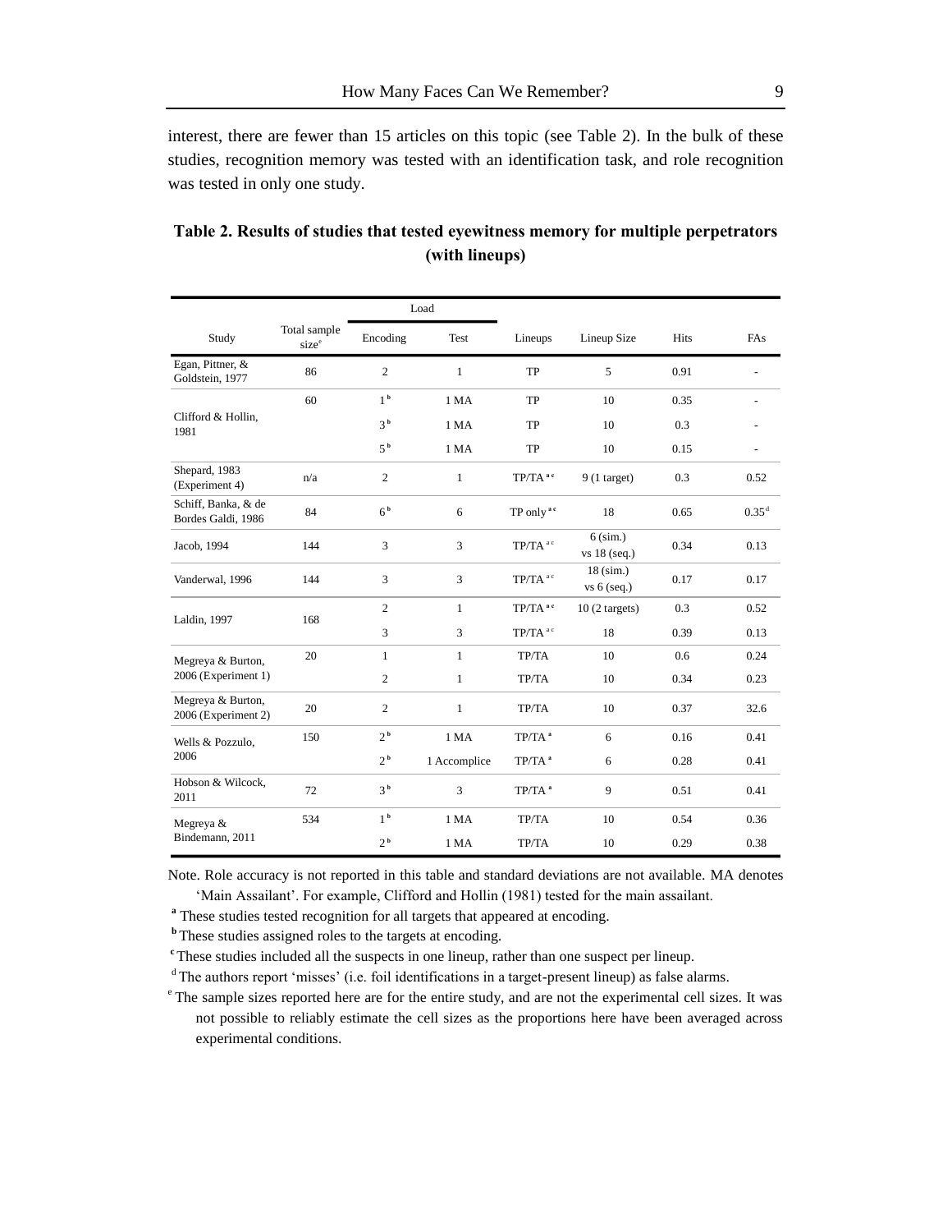interest, there are fewer than 15 articles on this topic (see Table 2). In the bulk of these studies, recognition memory was tested with an identification task, and role recognition was tested in only one study.

**Table 2. Results of studies that tested eyewitness memory for multiple perpetrators (with lineups)**

| | | Load | | | | | |
|---|---|---|---|---|---|---|---|
| Study | Total sample size[e] | Encoding | Test | Lineups | Lineup Size | Hits | FAs |
| Egan, Pittner, & Goldstein, 1977 | 86 | 2 | 1 | TP | 5 | 0.91 | - |
| Clifford & Hollin, 1981 | 60 | 1[b] | 1 MA | TP | 10 | 0.35 | - |
| | | 3[b] | 1 MA | TP | 10 | 0.3 | - |
| | | 5[b] | 1 MA | TP | 10 | 0.15 | - |
| Shepard, 1983 (Experiment 4) | n/a | 2 | 1 | TP/TA[a c] | 9 (1 target) | 0.3 | 0.52 |
| Schiff, Banka, & de Bordes Galdi, 1986 | 84 | 6[b] | 6 | TP only[a c] | 18 | 0.65 | 0.35[d] |
| Jacob, 1994 | 144 | 3 | 3 | TP/TA[a c] | 6 (sim.) vs 18 (seq.) | 0.34 | 0.13 |
| Vanderwal, 1996 | 144 | 3 | 3 | TP/TA[a c] | 18 (sim.) vs 6 (seq.) | 0.17 | 0.17 |
| Laldin, 1997 | 168 | 2 | 1 | TP/TA[a c] | 10 (2 targets) | 0.3 | 0.52 |
| | | 3 | 3 | TP/TA[a c] | 18 | 0.39 | 0.13 |
| Megreya & Burton, 2006 (Experiment 1) | 20 | 1 | 1 | TP/TA | 10 | 0.6 | 0.24 |
| | | 2 | 1 | TP/TA | 10 | 0.34 | 0.23 |
| Megreya & Burton, 2006 (Experiment 2) | 20 | 2 | 1 | TP/TA | 10 | 0.37 | 32.6 |
| Wells & Pozzulo, 2006 | 150 | 2[b] | 1 MA | TP/TA[a] | 6 | 0.16 | 0.41 |
| | | 2[b] | 1 Accomplice | TP/TA[a] | 6 | 0.28 | 0.41 |
| Hobson & Wilcock, 2011 | 72 | 3[b] | 3 | TP/TA[a] | 9 | 0.51 | 0.41 |
| Megreya & Bindemann, 2011 | 534 | 1[b] | 1 MA | TP/TA | 10 | 0.54 | 0.36 |
| | | 2[b] | 1 MA | TP/TA | 10 | 0.29 | 0.38 |

Note. Role accuracy is not reported in this table and standard deviations are not available. MA denotes 'Main Assailant'. For example, Clifford and Hollin (1981) tested for the main assailant.

[a] These studies tested recognition for all targets that appeared at encoding.

[b] These studies assigned roles to the targets at encoding.

[c] These studies included all the suspects in one lineup, rather than one suspect per lineup.

[d] The authors report 'misses' (i.e. foil identifications in a target-present lineup) as false alarms.

[e] The sample sizes reported here are for the entire study, and are not the experimental cell sizes. It was not possible to reliably estimate the cell sizes as the proportions here have been averaged across experimental conditions.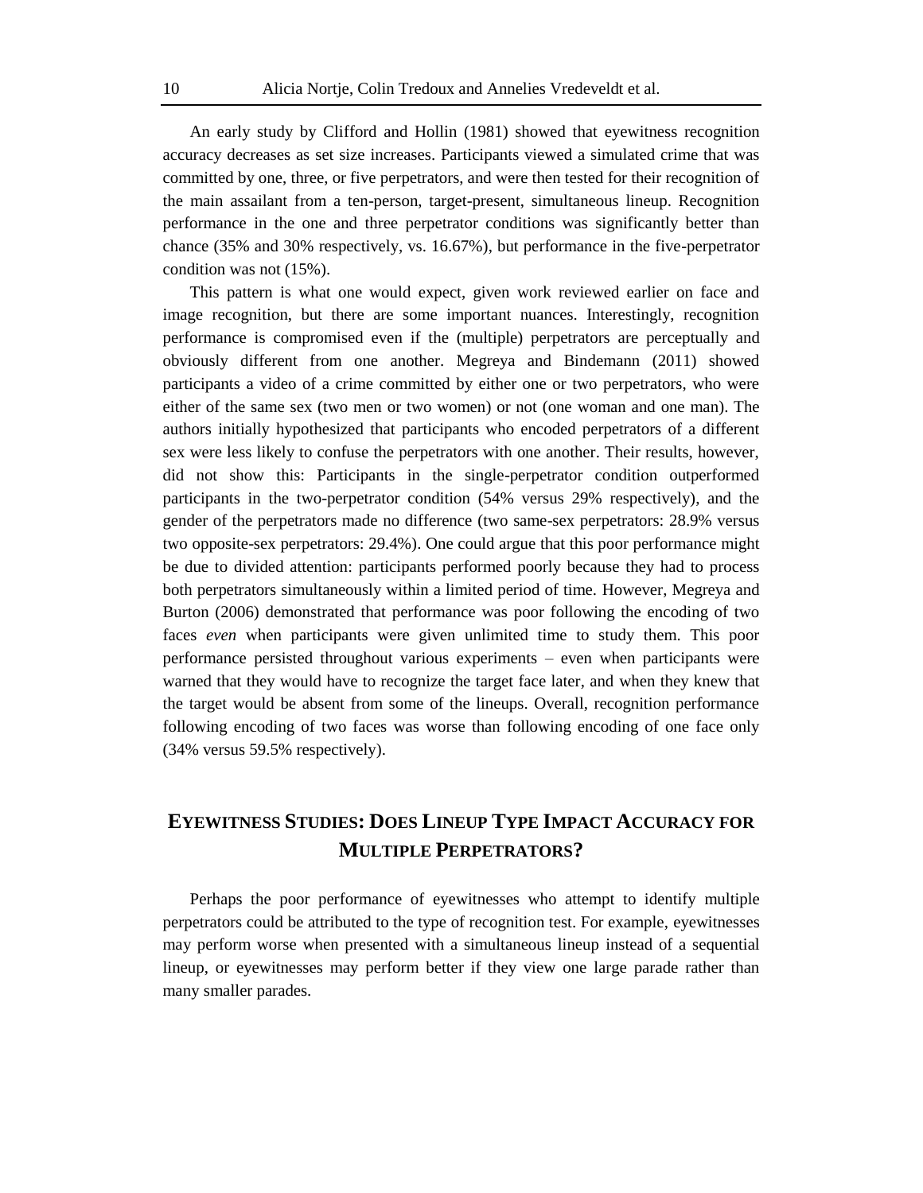An early study by Clifford and Hollin (1981) showed that eyewitness recognition accuracy decreases as set size increases. Participants viewed a simulated crime that was committed by one, three, or five perpetrators, and were then tested for their recognition of the main assailant from a ten-person, target-present, simultaneous lineup. Recognition performance in the one and three perpetrator conditions was significantly better than chance (35% and 30% respectively, vs. 16.67%), but performance in the five-perpetrator condition was not (15%).

This pattern is what one would expect, given work reviewed earlier on face and image recognition, but there are some important nuances. Interestingly, recognition performance is compromised even if the (multiple) perpetrators are perceptually and obviously different from one another. Megreya and Bindemann (2011) showed participants a video of a crime committed by either one or two perpetrators, who were either of the same sex (two men or two women) or not (one woman and one man). The authors initially hypothesized that participants who encoded perpetrators of a different sex were less likely to confuse the perpetrators with one another. Their results, however, did not show this: Participants in the single-perpetrator condition outperformed participants in the two-perpetrator condition (54% versus 29% respectively), and the gender of the perpetrators made no difference (two same-sex perpetrators: 28.9% versus two opposite-sex perpetrators: 29.4%). One could argue that this poor performance might be due to divided attention: participants performed poorly because they had to process both perpetrators simultaneously within a limited period of time. However, Megreya and Burton (2006) demonstrated that performance was poor following the encoding of two faces *even* when participants were given unlimited time to study them. This poor performance persisted throughout various experiments – even when participants were warned that they would have to recognize the target face later, and when they knew that the target would be absent from some of the lineups. Overall, recognition performance following encoding of two faces was worse than following encoding of one face only (34% versus 59.5% respectively).

## EYEWITNESS STUDIES: DOES LINEUP TYPE IMPACT ACCURACY FOR MULTIPLE PERPETRATORS?

Perhaps the poor performance of eyewitnesses who attempt to identify multiple perpetrators could be attributed to the type of recognition test. For example, eyewitnesses may perform worse when presented with a simultaneous lineup instead of a sequential lineup, or eyewitnesses may perform better if they view one large parade rather than many smaller parades.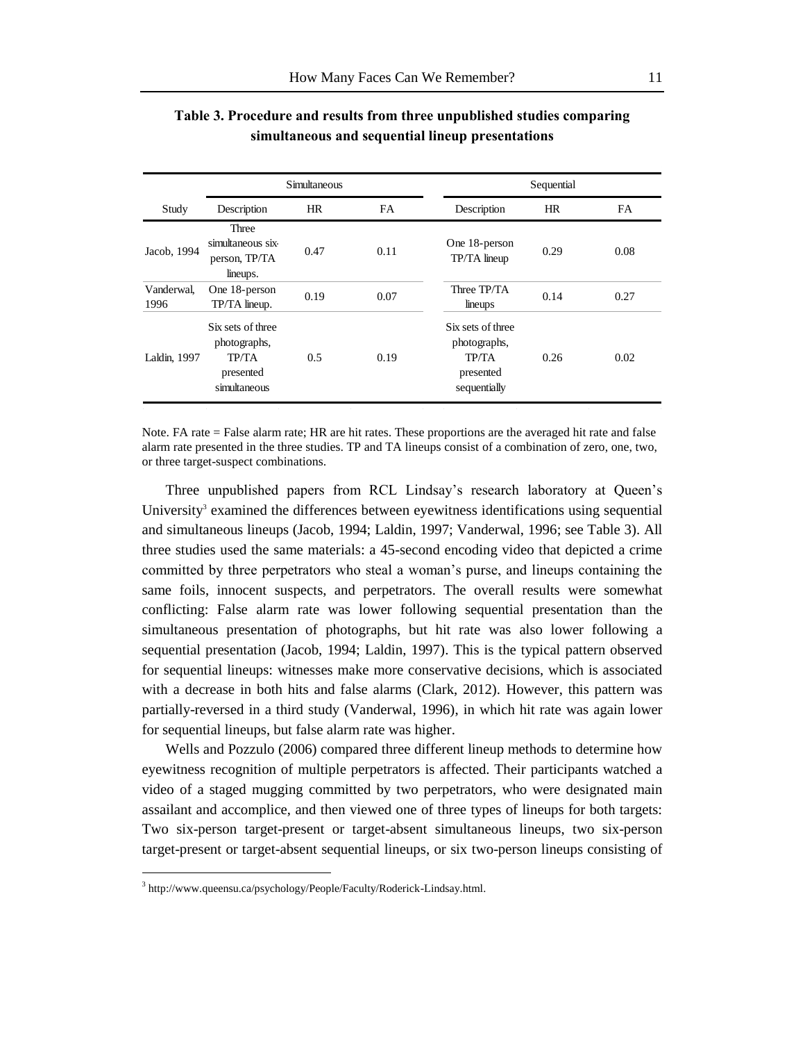**Table 3. Procedure and results from three unpublished studies comparing simultaneous and sequential lineup presentations**

| | Simultaneous | | | Sequential | | |
|---|---|---|---|---|---|---|
| Study | Description | HR | FA | Description | HR | FA |
| Jacob, 1994 | Three simultaneous six-person, TP/TA lineups. | 0.47 | 0.11 | One 18-person TP/TA lineup | 0.29 | 0.08 |
| Vanderwal, 1996 | One 18-person TP/TA lineup. | 0.19 | 0.07 | Three TP/TA lineups | 0.14 | 0.27 |
| Laldin, 1997 | Six sets of three photographs, TP/TA presented simultaneous | 0.5 | 0.19 | Six sets of three photographs, TP/TA presented sequentially | 0.26 | 0.02 |

Note. FA rate = False alarm rate; HR are hit rates. These proportions are the averaged hit rate and false alarm rate presented in the three studies. TP and TA lineups consist of a combination of zero, one, two, or three target-suspect combinations.

Three unpublished papers from RCL Lindsay's research laboratory at Queen's University[3] examined the differences between eyewitness identifications using sequential and simultaneous lineups (Jacob, 1994; Laldin, 1997; Vanderwal, 1996; see Table 3). All three studies used the same materials: a 45-second encoding video that depicted a crime committed by three perpetrators who steal a woman's purse, and lineups containing the same foils, innocent suspects, and perpetrators. The overall results were somewhat conflicting: False alarm rate was lower following sequential presentation than the simultaneous presentation of photographs, but hit rate was also lower following a sequential presentation (Jacob, 1994; Laldin, 1997). This is the typical pattern observed for sequential lineups: witnesses make more conservative decisions, which is associated with a decrease in both hits and false alarms (Clark, 2012). However, this pattern was partially-reversed in a third study (Vanderwal, 1996), in which hit rate was again lower for sequential lineups, but false alarm rate was higher.

Wells and Pozzulo (2006) compared three different lineup methods to determine how eyewitness recognition of multiple perpetrators is affected. Their participants watched a video of a staged mugging committed by two perpetrators, who were designated main assailant and accomplice, and then viewed one of three types of lineups for both targets: Two six-person target-present or target-absent simultaneous lineups, two six-person target-present or target-absent sequential lineups, or six two-person lineups consisting of

[3] http://www.queensu.ca/psychology/People/Faculty/Roderick-Lindsay.html.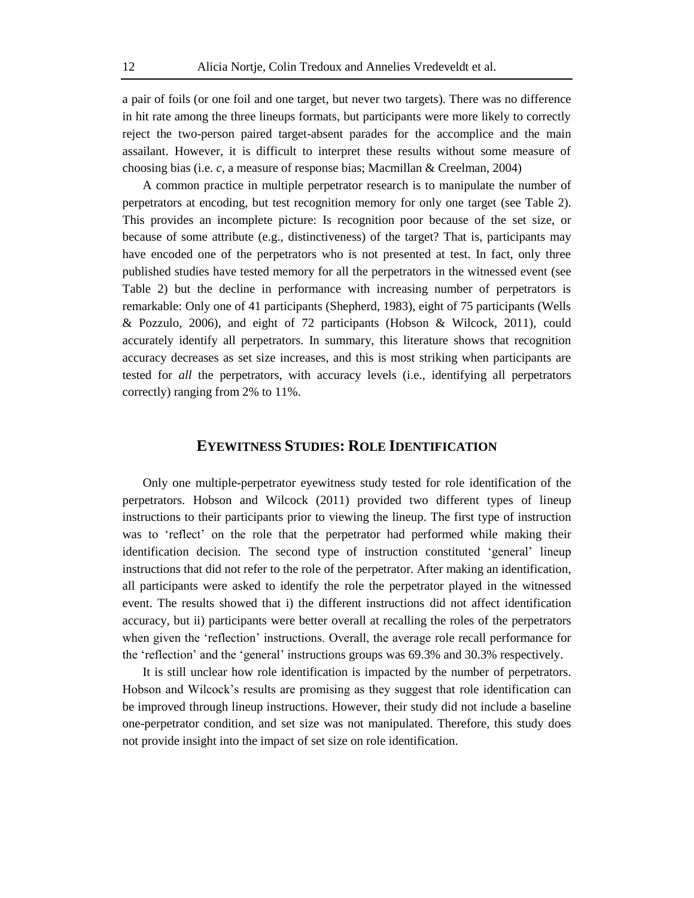a pair of foils (or one foil and one target, but never two targets). There was no difference in hit rate among the three lineups formats, but participants were more likely to correctly reject the two-person paired target-absent parades for the accomplice and the main assailant. However, it is difficult to interpret these results without some measure of choosing bias (i.e. *c*, a measure of response bias; Macmillan & Creelman, 2004)

A common practice in multiple perpetrator research is to manipulate the number of perpetrators at encoding, but test recognition memory for only one target (see Table 2). This provides an incomplete picture: Is recognition poor because of the set size, or because of some attribute (e.g., distinctiveness) of the target? That is, participants may have encoded one of the perpetrators who is not presented at test. In fact, only three published studies have tested memory for all the perpetrators in the witnessed event (see Table 2) but the decline in performance with increasing number of perpetrators is remarkable: Only one of 41 participants (Shepherd, 1983), eight of 75 participants (Wells & Pozzulo, 2006), and eight of 72 participants (Hobson & Wilcock, 2011), could accurately identify all perpetrators. In summary, this literature shows that recognition accuracy decreases as set size increases, and this is most striking when participants are tested for *all* the perpetrators, with accuracy levels (i.e., identifying all perpetrators correctly) ranging from 2% to 11%.

## Eyewitness Studies: Role Identification

Only one multiple-perpetrator eyewitness study tested for role identification of the perpetrators. Hobson and Wilcock (2011) provided two different types of lineup instructions to their participants prior to viewing the lineup. The first type of instruction was to 'reflect' on the role that the perpetrator had performed while making their identification decision. The second type of instruction constituted 'general' lineup instructions that did not refer to the role of the perpetrator. After making an identification, all participants were asked to identify the role the perpetrator played in the witnessed event. The results showed that i) the different instructions did not affect identification accuracy, but ii) participants were better overall at recalling the roles of the perpetrators when given the 'reflection' instructions. Overall, the average role recall performance for the 'reflection' and the 'general' instructions groups was 69.3% and 30.3% respectively.

It is still unclear how role identification is impacted by the number of perpetrators. Hobson and Wilcock's results are promising as they suggest that role identification can be improved through lineup instructions. However, their study did not include a baseline one-perpetrator condition, and set size was not manipulated. Therefore, this study does not provide insight into the impact of set size on role identification.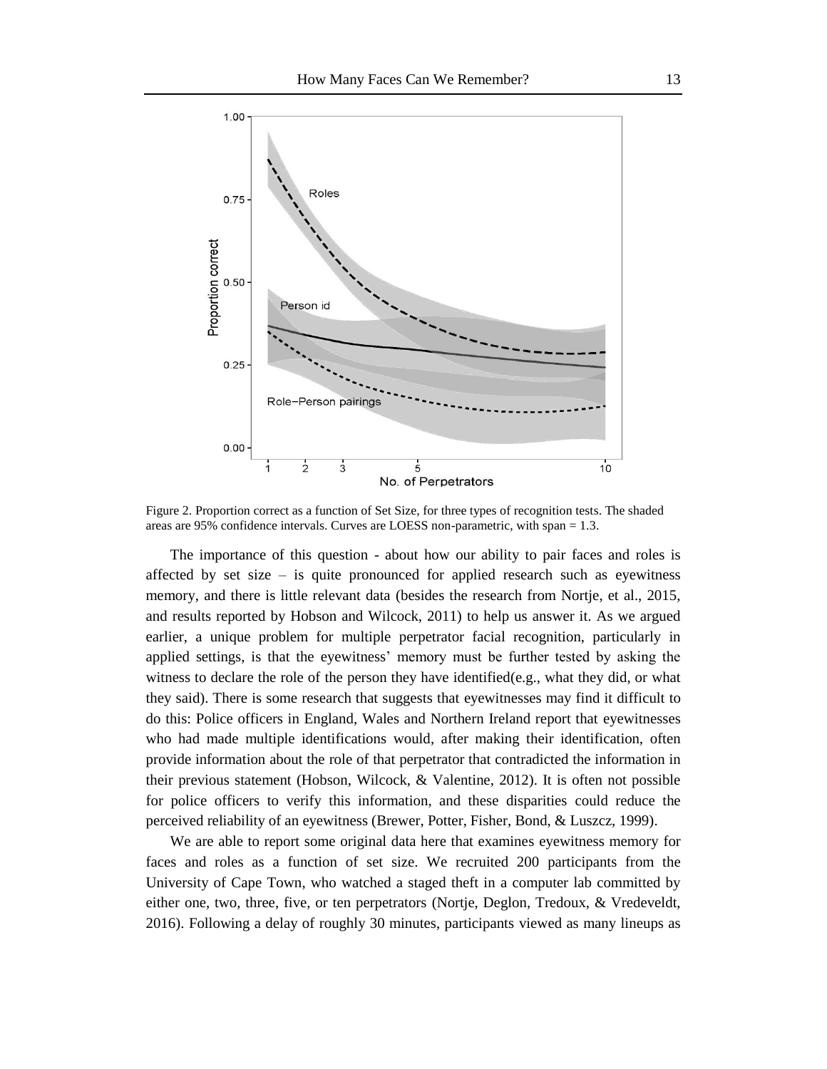Figure 2. Proportion correct as a function of Set Size, for three types of recognition tests. The shaded areas are 95% confidence intervals. Curves are LOESS non-parametric, with span = 1.3.

The importance of this question - about how our ability to pair faces and roles is affected by set size – is quite pronounced for applied research such as eyewitness memory, and there is little relevant data (besides the research from Nortje, et al., 2015, and results reported by Hobson and Wilcock, 2011) to help us answer it. As we argued earlier, a unique problem for multiple perpetrator facial recognition, particularly in applied settings, is that the eyewitness' memory must be further tested by asking the witness to declare the role of the person they have identified(e.g., what they did, or what they said). There is some research that suggests that eyewitnesses may find it difficult to do this: Police officers in England, Wales and Northern Ireland report that eyewitnesses who had made multiple identifications would, after making their identification, often provide information about the role of that perpetrator that contradicted the information in their previous statement (Hobson, Wilcock, & Valentine, 2012). It is often not possible for police officers to verify this information, and these disparities could reduce the perceived reliability of an eyewitness (Brewer, Potter, Fisher, Bond, & Luszcz, 1999).

We are able to report some original data here that examines eyewitness memory for faces and roles as a function of set size. We recruited 200 participants from the University of Cape Town, who watched a staged theft in a computer lab committed by either one, two, three, five, or ten perpetrators (Nortje, Deglon, Tredoux, & Vredeveldt, 2016). Following a delay of roughly 30 minutes, participants viewed as many lineups as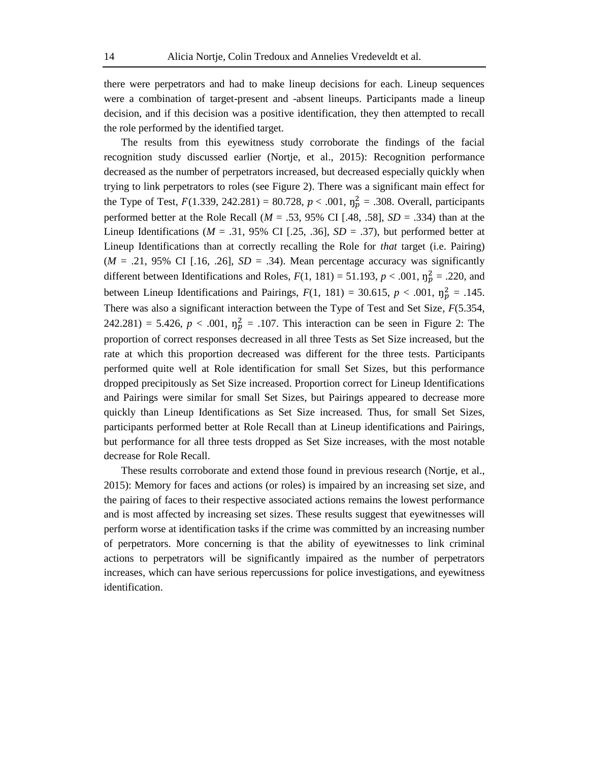there were perpetrators and had to make lineup decisions for each. Lineup sequences were a combination of target-present and -absent lineups. Participants made a lineup decision, and if this decision was a positive identification, they then attempted to recall the role performed by the identified target.

The results from this eyewitness study corroborate the findings of the facial recognition study discussed earlier (Nortje, et al., 2015): Recognition performance decreased as the number of perpetrators increased, but decreased especially quickly when trying to link perpetrators to roles (see Figure 2). There was a significant main effect for the Type of Test, $F(1.339, 242.281) = 80.728$, $p < .001$, $\eta_p^2 = .308$. Overall, participants performed better at the Role Recall ($M = .53$, 95% CI [.48, .58], $SD = .334$) than at the Lineup Identifications ($M = .31$, 95% CI [.25, .36], $SD = .37$), but performed better at Lineup Identifications than at correctly recalling the Role for *that* target (i.e. Pairing) ($M = .21$, 95% CI [.16, .26], $SD = .34$). Mean percentage accuracy was significantly different between Identifications and Roles, $F(1, 181) = 51.193$, $p < .001$, $\eta_p^2 = .220$, and between Lineup Identifications and Pairings, $F(1, 181) = 30.615$, $p < .001$, $\eta_p^2 = .145$. There was also a significant interaction between the Type of Test and Set Size, $F(5.354, 242.281) = 5.426$, $p < .001$, $\eta_p^2 = .107$. This interaction can be seen in Figure 2: The proportion of correct responses decreased in all three Tests as Set Size increased, but the rate at which this proportion decreased was different for the three tests. Participants performed quite well at Role identification for small Set Sizes, but this performance dropped precipitously as Set Size increased. Proportion correct for Lineup Identifications and Pairings were similar for small Set Sizes, but Pairings appeared to decrease more quickly than Lineup Identifications as Set Size increased. Thus, for small Set Sizes, participants performed better at Role Recall than at Lineup identifications and Pairings, but performance for all three tests dropped as Set Size increases, with the most notable decrease for Role Recall.

These results corroborate and extend those found in previous research (Nortje, et al., 2015): Memory for faces and actions (or roles) is impaired by an increasing set size, and the pairing of faces to their respective associated actions remains the lowest performance and is most affected by increasing set sizes. These results suggest that eyewitnesses will perform worse at identification tasks if the crime was committed by an increasing number of perpetrators. More concerning is that the ability of eyewitnesses to link criminal actions to perpetrators will be significantly impaired as the number of perpetrators increases, which can have serious repercussions for police investigations, and eyewitness identification.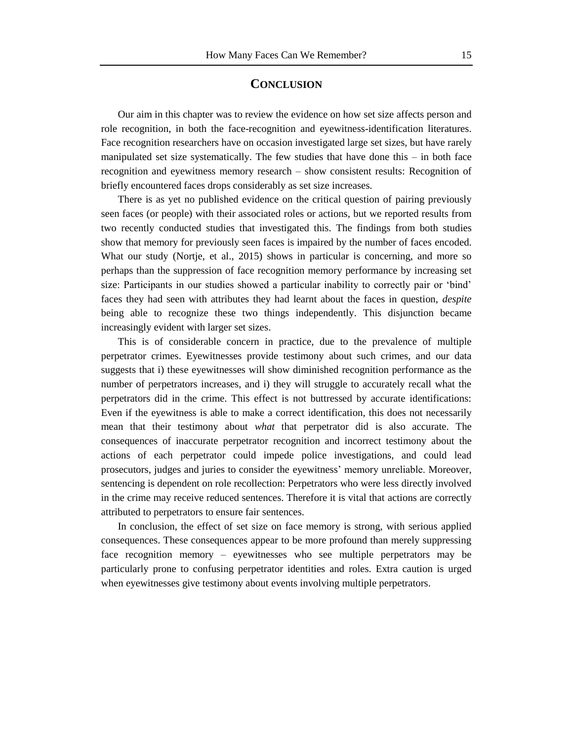## CONCLUSION

Our aim in this chapter was to review the evidence on how set size affects person and role recognition, in both the face-recognition and eyewitness-identification literatures. Face recognition researchers have on occasion investigated large set sizes, but have rarely manipulated set size systematically. The few studies that have done this – in both face recognition and eyewitness memory research – show consistent results: Recognition of briefly encountered faces drops considerably as set size increases.

There is as yet no published evidence on the critical question of pairing previously seen faces (or people) with their associated roles or actions, but we reported results from two recently conducted studies that investigated this. The findings from both studies show that memory for previously seen faces is impaired by the number of faces encoded. What our study (Nortje, et al., 2015) shows in particular is concerning, and more so perhaps than the suppression of face recognition memory performance by increasing set size: Participants in our studies showed a particular inability to correctly pair or 'bind' faces they had seen with attributes they had learnt about the faces in question, *despite* being able to recognize these two things independently. This disjunction became increasingly evident with larger set sizes.

This is of considerable concern in practice, due to the prevalence of multiple perpetrator crimes. Eyewitnesses provide testimony about such crimes, and our data suggests that i) these eyewitnesses will show diminished recognition performance as the number of perpetrators increases, and i) they will struggle to accurately recall what the perpetrators did in the crime. This effect is not buttressed by accurate identifications: Even if the eyewitness is able to make a correct identification, this does not necessarily mean that their testimony about *what* that perpetrator did is also accurate. The consequences of inaccurate perpetrator recognition and incorrect testimony about the actions of each perpetrator could impede police investigations, and could lead prosecutors, judges and juries to consider the eyewitness' memory unreliable. Moreover, sentencing is dependent on role recollection: Perpetrators who were less directly involved in the crime may receive reduced sentences. Therefore it is vital that actions are correctly attributed to perpetrators to ensure fair sentences.

In conclusion, the effect of set size on face memory is strong, with serious applied consequences. These consequences appear to be more profound than merely suppressing face recognition memory – eyewitnesses who see multiple perpetrators may be particularly prone to confusing perpetrator identities and roles. Extra caution is urged when eyewitnesses give testimony about events involving multiple perpetrators.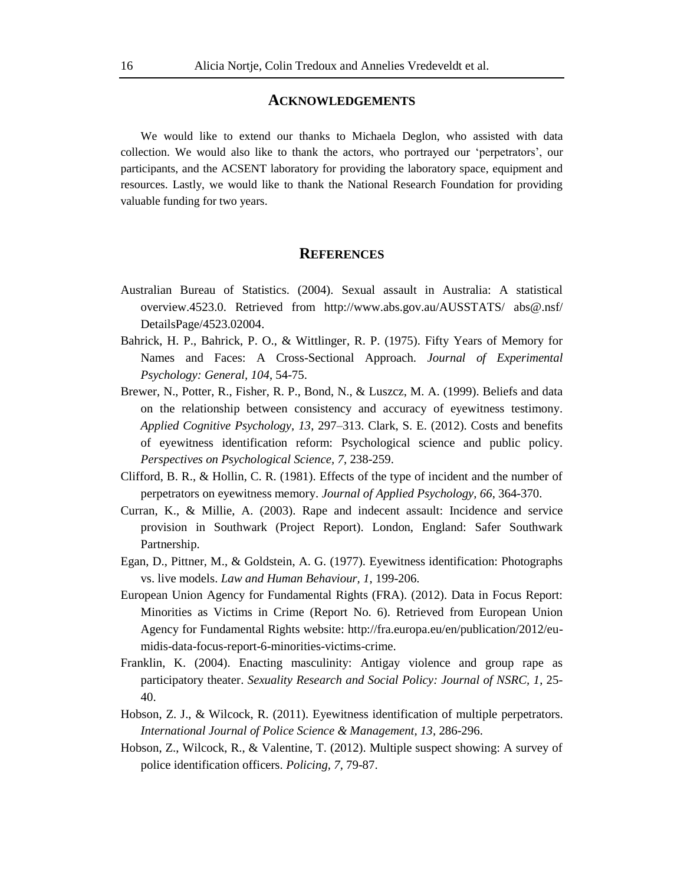## ACKNOWLEDGEMENTS

We would like to extend our thanks to Michaela Deglon, who assisted with data collection. We would also like to thank the actors, who portrayed our 'perpetrators', our participants, and the ACSENT laboratory for providing the laboratory space, equipment and resources. Lastly, we would like to thank the National Research Foundation for providing valuable funding for two years.

## REFERENCES

Australian Bureau of Statistics. (2004). Sexual assault in Australia: A statistical overview.4523.0. Retrieved from http://www.abs.gov.au/AUSSTATS/ abs@.nsf/ DetailsPage/4523.02004.

Bahrick, H. P., Bahrick, P. O., & Wittlinger, R. P. (1975). Fifty Years of Memory for Names and Faces: A Cross-Sectional Approach. *Journal of Experimental Psychology: General, 104*, 54-75.

Brewer, N., Potter, R., Fisher, R. P., Bond, N., & Luszcz, M. A. (1999). Beliefs and data on the relationship between consistency and accuracy of eyewitness testimony. *Applied Cognitive Psychology, 13*, 297–313. Clark, S. E. (2012). Costs and benefits of eyewitness identification reform: Psychological science and public policy. *Perspectives on Psychological Science, 7*, 238-259.

Clifford, B. R., & Hollin, C. R. (1981). Effects of the type of incident and the number of perpetrators on eyewitness memory. *Journal of Applied Psychology, 66*, 364-370.

Curran, K., & Millie, A. (2003). Rape and indecent assault: Incidence and service provision in Southwark (Project Report). London, England: Safer Southwark Partnership.

Egan, D., Pittner, M., & Goldstein, A. G. (1977). Eyewitness identification: Photographs vs. live models. *Law and Human Behaviour, 1*, 199-206.

European Union Agency for Fundamental Rights (FRA). (2012). Data in Focus Report: Minorities as Victims in Crime (Report No. 6). Retrieved from European Union Agency for Fundamental Rights website: http://fra.europa.eu/en/publication/2012/eu-midis-data-focus-report-6-minorities-victims-crime.

Franklin, K. (2004). Enacting masculinity: Antigay violence and group rape as participatory theater. *Sexuality Research and Social Policy: Journal of NSRC, 1*, 25-40.

Hobson, Z. J., & Wilcock, R. (2011). Eyewitness identification of multiple perpetrators. *International Journal of Police Science & Management, 13*, 286-296.

Hobson, Z., Wilcock, R., & Valentine, T. (2012). Multiple suspect showing: A survey of police identification officers. *Policing, 7*, 79-87.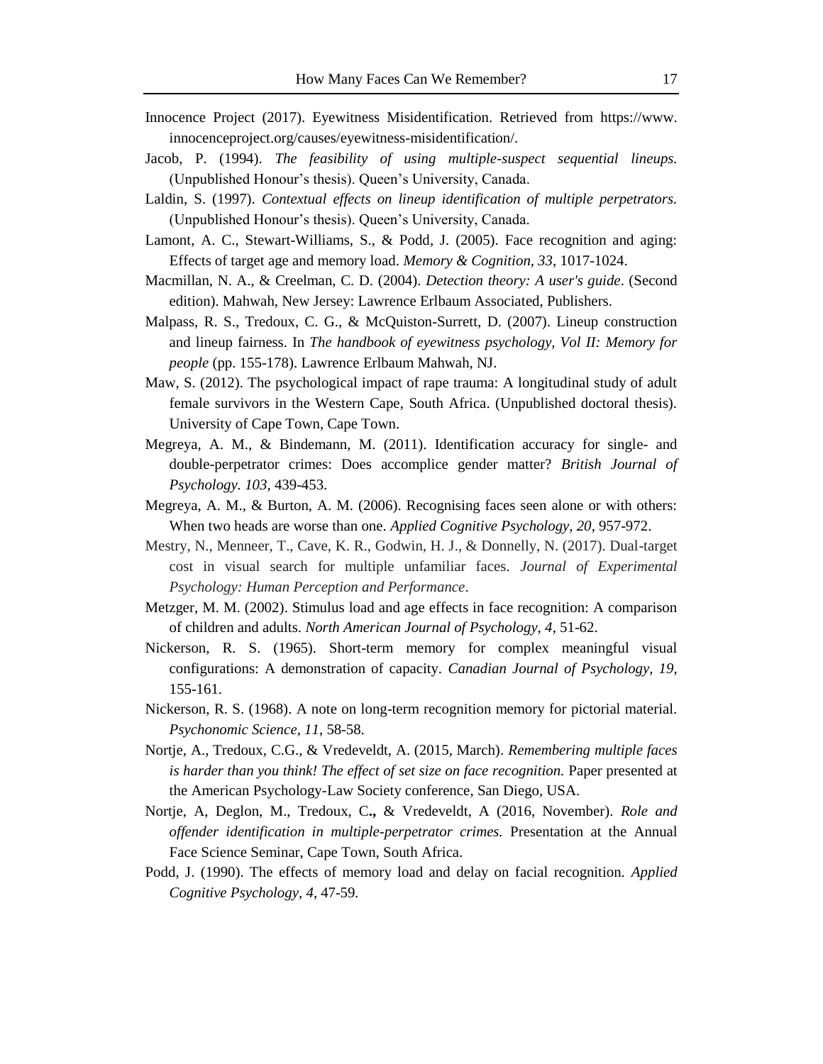Innocence Project (2017). Eyewitness Misidentification. Retrieved from https://www.innocenceproject.org/causes/eyewitness-misidentification/.

Jacob, P. (1994). *The feasibility of using multiple-suspect sequential lineups.* (Unpublished Honour's thesis). Queen's University, Canada.

Laldin, S. (1997). *Contextual effects on lineup identification of multiple perpetrators.* (Unpublished Honour's thesis). Queen's University, Canada.

Lamont, A. C., Stewart-Williams, S., & Podd, J. (2005). Face recognition and aging: Effects of target age and memory load. *Memory & Cognition, 33*, 1017-1024.

Macmillan, N. A., & Creelman, C. D. (2004). *Detection theory: A user's guide*. (Second edition). Mahwah, New Jersey: Lawrence Erlbaum Associated, Publishers.

Malpass, R. S., Tredoux, C. G., & McQuiston-Surrett, D. (2007). Lineup construction and lineup fairness. In *The handbook of eyewitness psychology, Vol II: Memory for people* (pp. 155-178). Lawrence Erlbaum Mahwah, NJ.

Maw, S. (2012). The psychological impact of rape trauma: A longitudinal study of adult female survivors in the Western Cape, South Africa. (Unpublished doctoral thesis). University of Cape Town, Cape Town.

Megreya, A. M., & Bindemann, M. (2011). Identification accuracy for single- and double-perpetrator crimes: Does accomplice gender matter? *British Journal of Psychology. 103*, 439-453.

Megreya, A. M., & Burton, A. M. (2006). Recognising faces seen alone or with others: When two heads are worse than one. *Applied Cognitive Psychology, 20*, 957-972.

Mestry, N., Menneer, T., Cave, K. R., Godwin, H. J., & Donnelly, N. (2017). Dual-target cost in visual search for multiple unfamiliar faces. *Journal of Experimental Psychology: Human Perception and Performance*.

Metzger, M. M. (2002). Stimulus load and age effects in face recognition: A comparison of children and adults. *North American Journal of Psychology, 4*, 51-62.

Nickerson, R. S. (1965). Short-term memory for complex meaningful visual configurations: A demonstration of capacity. *Canadian Journal of Psychology, 19*, 155-161.

Nickerson, R. S. (1968). A note on long-term recognition memory for pictorial material. *Psychonomic Science, 11*, 58-58.

Nortje, A., Tredoux, C.G., & Vredeveldt, A. (2015, March). *Remembering multiple faces is harder than you think! The effect of set size on face recognition.* Paper presented at the American Psychology-Law Society conference, San Diego, USA.

Nortje, A, Deglon, M., Tredoux, C**.,** & Vredeveldt, A (2016, November). *Role and offender identification in multiple-perpetrator crimes.* Presentation at the Annual Face Science Seminar, Cape Town, South Africa.

Podd, J. (1990). The effects of memory load and delay on facial recognition. *Applied Cognitive Psychology, 4*, 47-59.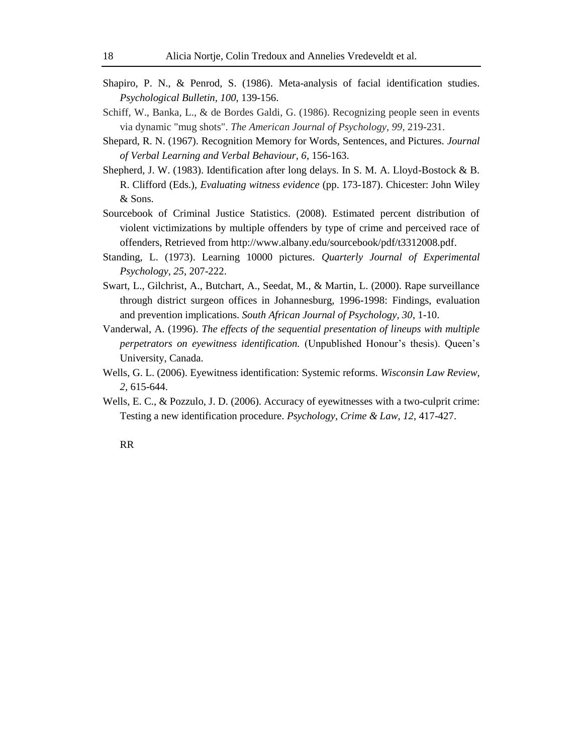Shapiro, P. N., & Penrod, S. (1986). Meta-analysis of facial identification studies. *Psychological Bulletin, 100*, 139-156.

Schiff, W., Banka, L., & de Bordes Galdi, G. (1986). Recognizing people seen in events via dynamic "mug shots". *The American Journal of Psychology, 99*, 219-231.

Shepard, R. N. (1967). Recognition Memory for Words, Sentences, and Pictures. *Journal of Verbal Learning and Verbal Behaviour, 6*, 156-163.

Shepherd, J. W. (1983). Identification after long delays. In S. M. A. Lloyd-Bostock & B. R. Clifford (Eds.), *Evaluating witness evidence* (pp. 173-187). Chicester: John Wiley & Sons.

Sourcebook of Criminal Justice Statistics. (2008). Estimated percent distribution of violent victimizations by multiple offenders by type of crime and perceived race of offenders, Retrieved from http://www.albany.edu/sourcebook/pdf/t3312008.pdf.

Standing, L. (1973). Learning 10000 pictures. *Quarterly Journal of Experimental Psychology, 25*, 207-222.

Swart, L., Gilchrist, A., Butchart, A., Seedat, M., & Martin, L. (2000). Rape surveillance through district surgeon offices in Johannesburg, 1996-1998: Findings, evaluation and prevention implications. *South African Journal of Psychology, 30*, 1-10.

Vanderwal, A. (1996). *The effects of the sequential presentation of lineups with multiple perpetrators on eyewitness identification.* (Unpublished Honour's thesis). Queen's University, Canada.

Wells, G. L. (2006). Eyewitness identification: Systemic reforms. *Wisconsin Law Review, 2*, 615-644.

Wells, E. C., & Pozzulo, J. D. (2006). Accuracy of eyewitnesses with a two-culprit crime: Testing a new identification procedure. *Psychology, Crime & Law, 12*, 417-427.

RR